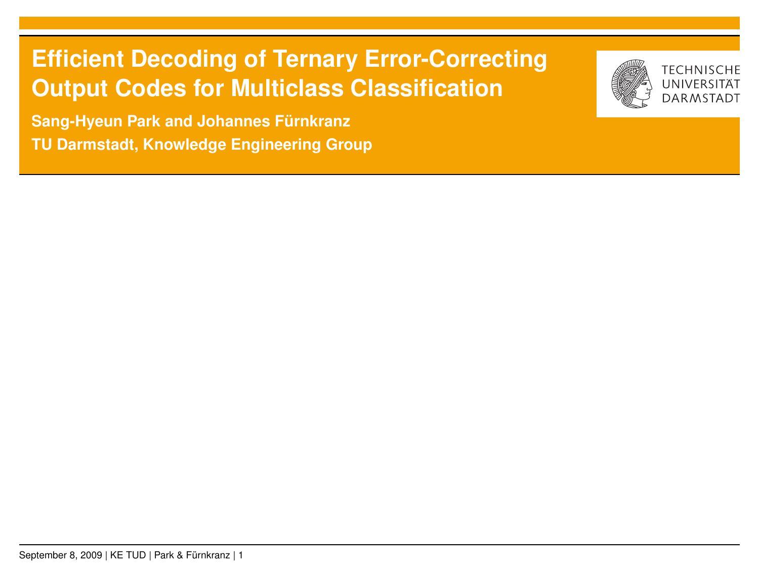# Efficient Decoding of Ternary Error-Correcting Output Codes for Multiclass Classification

**Sang-Hyeun Park and Johannes Fürnkranz**

**TU Darmstadt, Knowledge Engineering Group**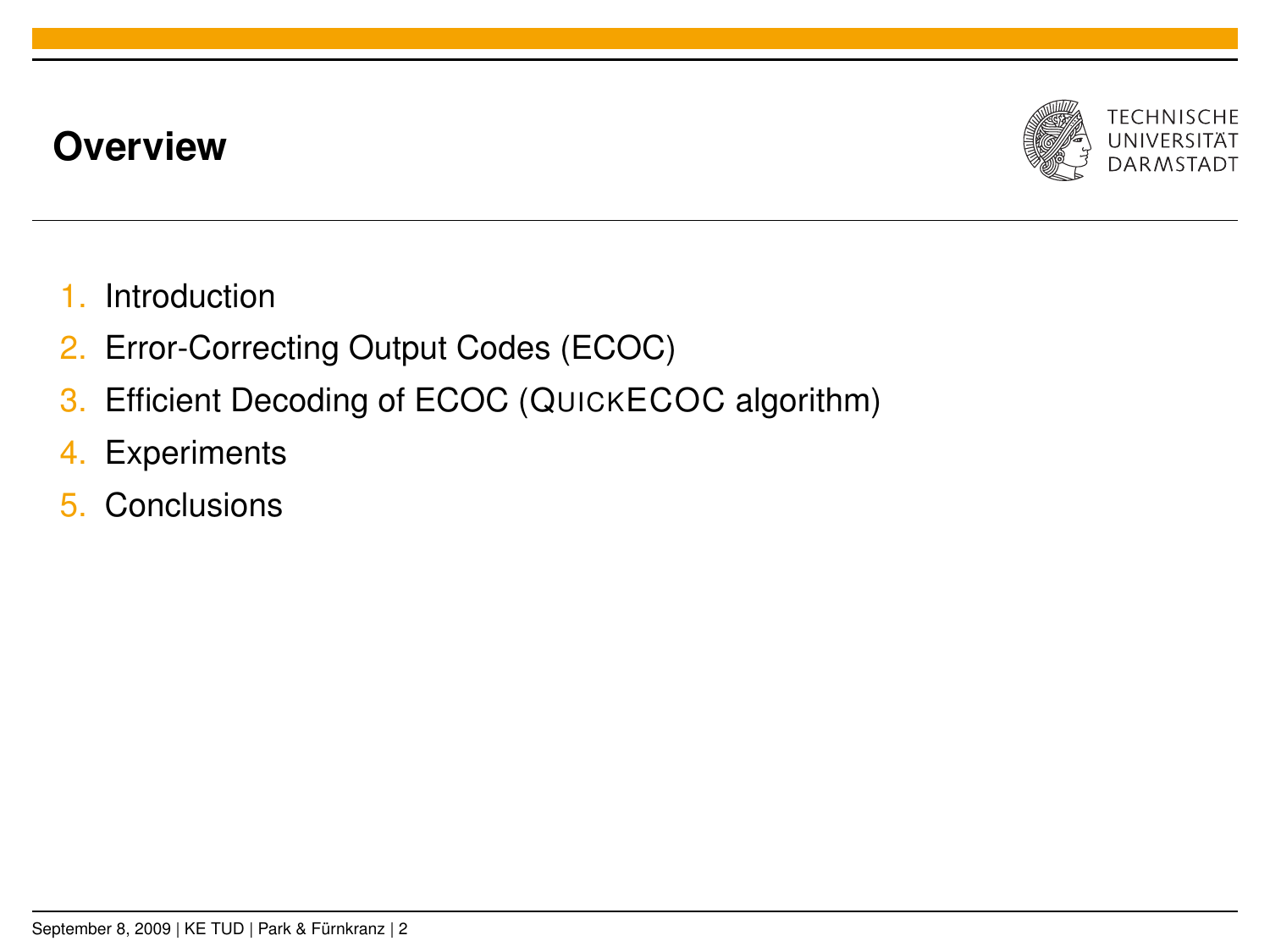## Overview

1. Introduction
2. Error-Correcting Output Codes (ECOC)
3. Efficient Decoding of ECOC (QuickECOC algorithm)
4. Experiments
5. Conclusions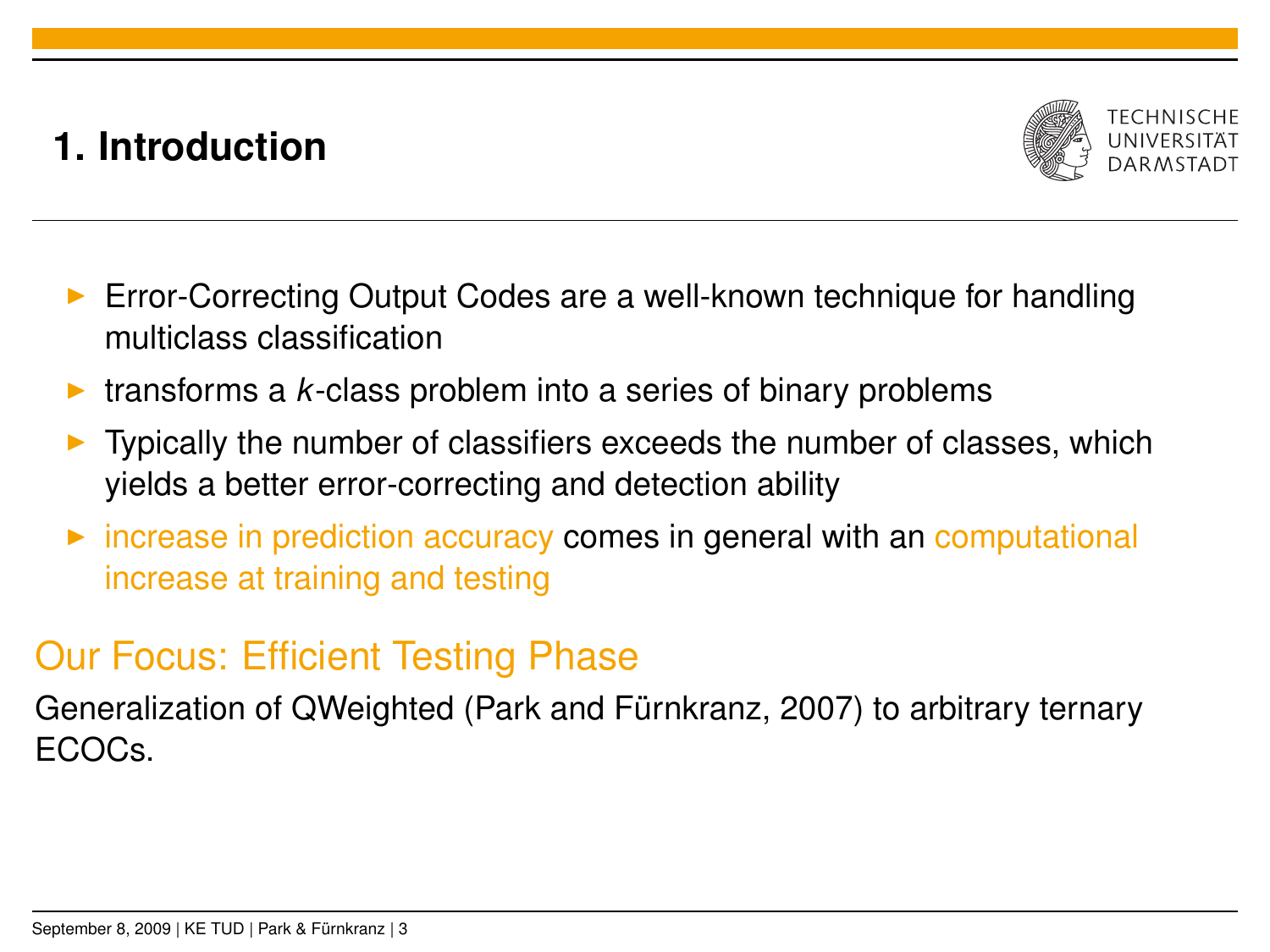# 1. Introduction

- Error-Correcting Output Codes are a well-known technique for handling multiclass classification
- transforms a $k$-class problem into a series of binary problems
- Typically the number of classifiers exceeds the number of classes, which yields a better error-correcting and detection ability
- increase in prediction accuracy comes in general with an computational increase at training and testing

## Our Focus: Efficient Testing Phase

Generalization of QWeighted (Park and Fürnkranz, 2007) to arbitrary ternary ECOCs.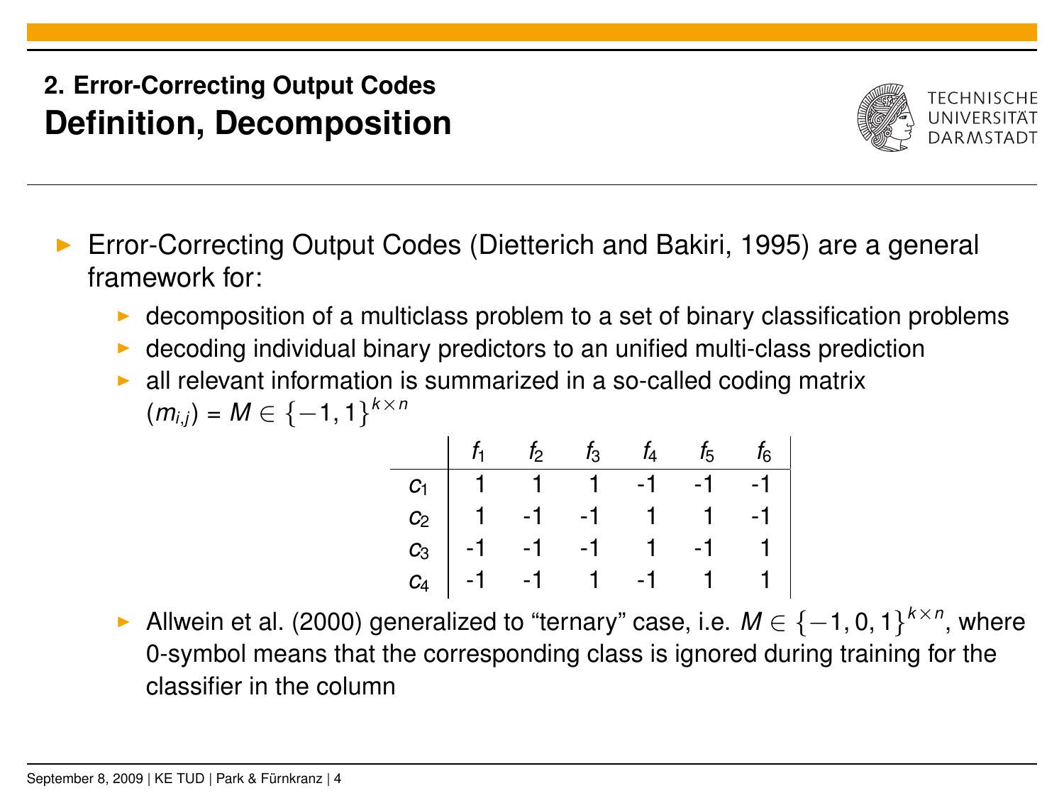## 2. Error-Correcting Output Codes
# Definition, Decomposition

- Error-Correcting Output Codes (Dietterich and Bakiri, 1995) are a general framework for:
  - decomposition of a multiclass problem to a set of binary classification problems
  - decoding individual binary predictors to an unified multi-class prediction
  - all relevant information is summarized in a so-called coding matrix $(m_{i,j}) = M \in \{-1, 1\}^{k \times n}$

|  | $f_1$ | $f_2$ | $f_3$ | $f_4$ | $f_5$ | $f_6$ |
|---|---|---|---|---|---|---|
| $c_1$ | 1 | 1 | 1 | -1 | -1 | -1 |
| $c_2$ | 1 | -1 | -1 | 1 | 1 | -1 |
| $c_3$ | -1 | -1 | -1 | 1 | -1 | 1 |
| $c_4$ | -1 | -1 | 1 | -1 | 1 | 1 |

  - Allwein et al. (2000) generalized to "ternary" case, i.e. $M \in \{-1, 0, 1\}^{k \times n}$, where 0-symbol means that the corresponding class is ignored during training for the classifier in the column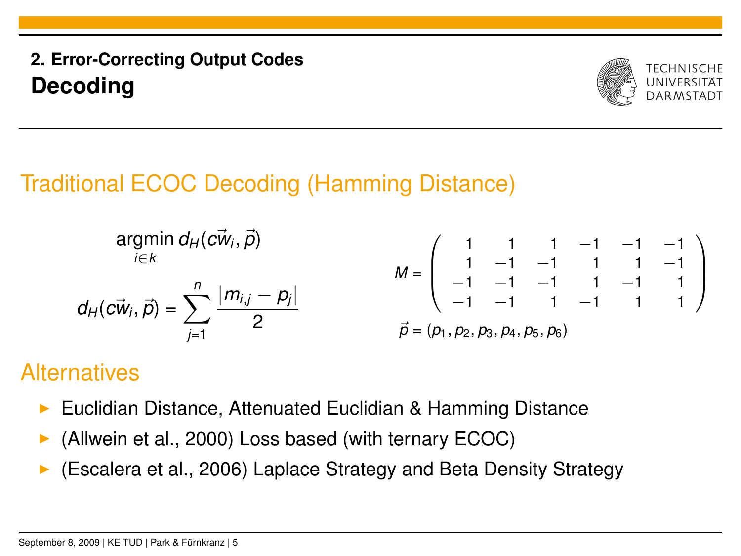## 2. Error-Correcting Output Codes
# Decoding

### Traditional ECOC Decoding (Hamming Distance)

$$\underset{i \in k}{\operatorname{argmin}}\, d_H(\vec{cw_i}, \vec{p})$$

$$d_H(\vec{cw_i}, \vec{p}) = \sum_{j=1}^{n} \frac{|m_{i,j} - p_j|}{2}$$

$$M = \begin{pmatrix} 1 & 1 & 1 & -1 & -1 & -1 \\ 1 & -1 & -1 & 1 & 1 & -1 \\ -1 & -1 & -1 & 1 & -1 & 1 \\ -1 & -1 & 1 & -1 & 1 & 1 \end{pmatrix}$$

$$\vec{p} = (p_1, p_2, p_3, p_4, p_5, p_6)$$

### Alternatives

- Euclidian Distance, Attenuated Euclidian & Hamming Distance
- (Allwein et al., 2000) Loss based (with ternary ECOC)
- (Escalera et al., 2006) Laplace Strategy and Beta Density Strategy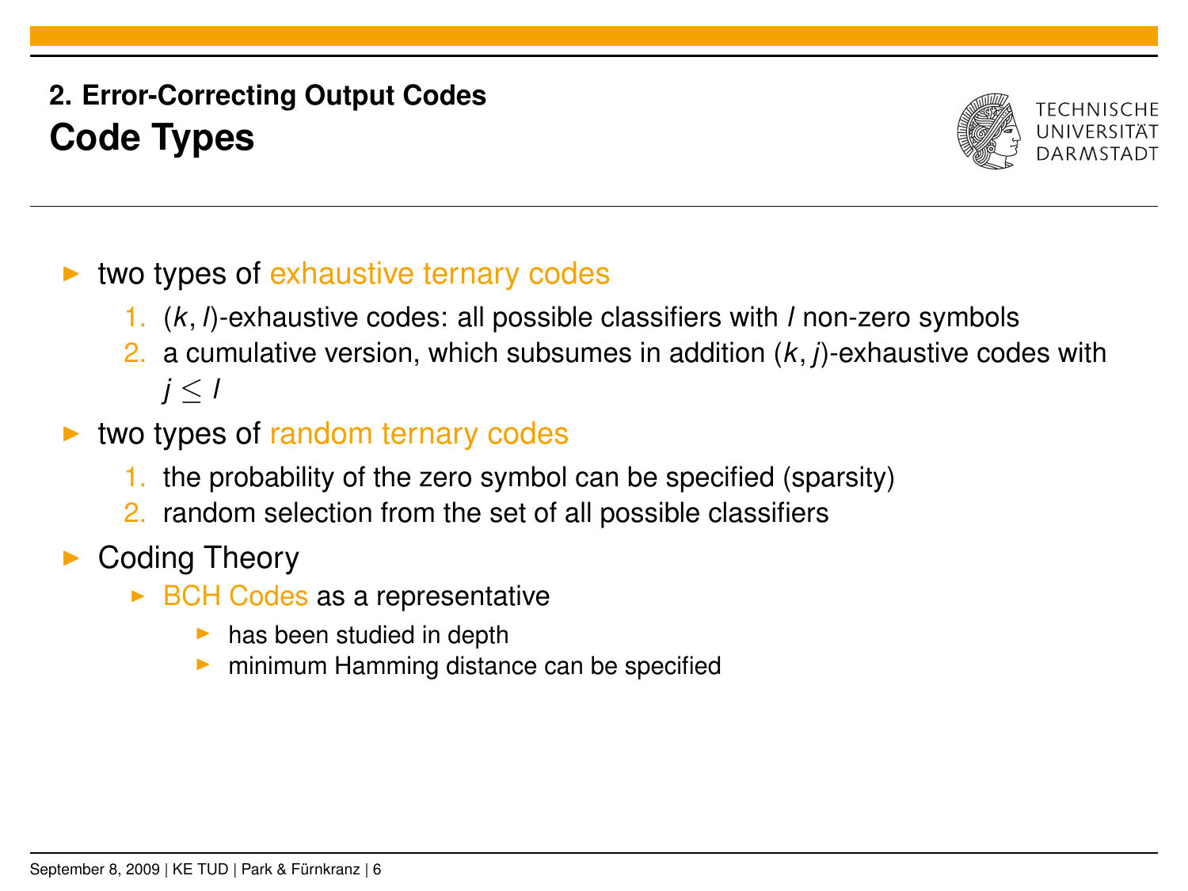## 2. Error-Correcting Output Codes

# Code Types

- two types of exhaustive ternary codes
  1. $(k, l)$-exhaustive codes: all possible classifiers with $l$ non-zero symbols
  2. a cumulative version, which subsumes in addition $(k, j)$-exhaustive codes with $j \leq l$
- two types of random ternary codes
  1. the probability of the zero symbol can be specified (sparsity)
  2. random selection from the set of all possible classifiers
- Coding Theory
  - BCH Codes as a representative
    - has been studied in depth
    - minimum Hamming distance can be specified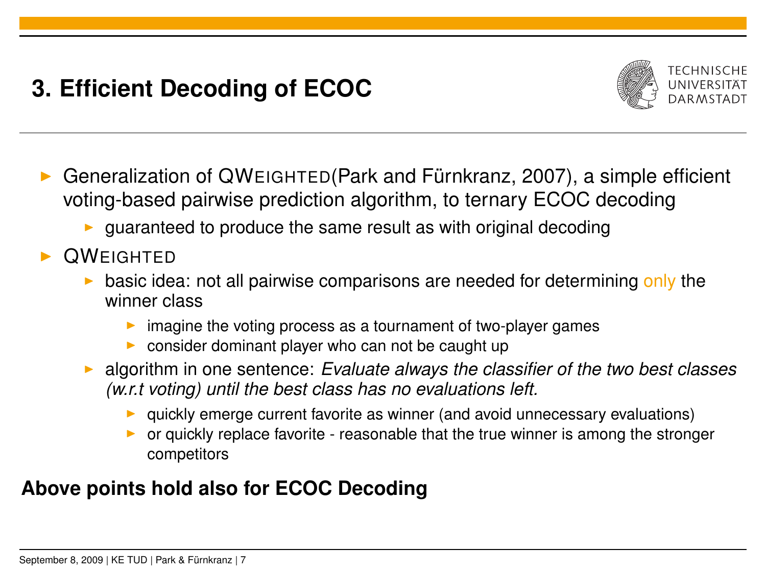# 3. Efficient Decoding of ECOC

- Generalization of QWEIGHTED(Park and Fürnkranz, 2007), a simple efficient voting-based pairwise prediction algorithm, to ternary ECOC decoding
  - guaranteed to produce the same result as with original decoding
- QWEIGHTED
  - basic idea: not all pairwise comparisons are needed for determining only the winner class
    - imagine the voting process as a tournament of two-player games
    - consider dominant player who can not be caught up
  - algorithm in one sentence: *Evaluate always the classifier of the two best classes (w.r.t voting) until the best class has no evaluations left.*
    - quickly emerge current favorite as winner (and avoid unnecessary evaluations)
    - or quickly replace favorite - reasonable that the true winner is among the stronger competitors

**Above points hold also for ECOC Decoding**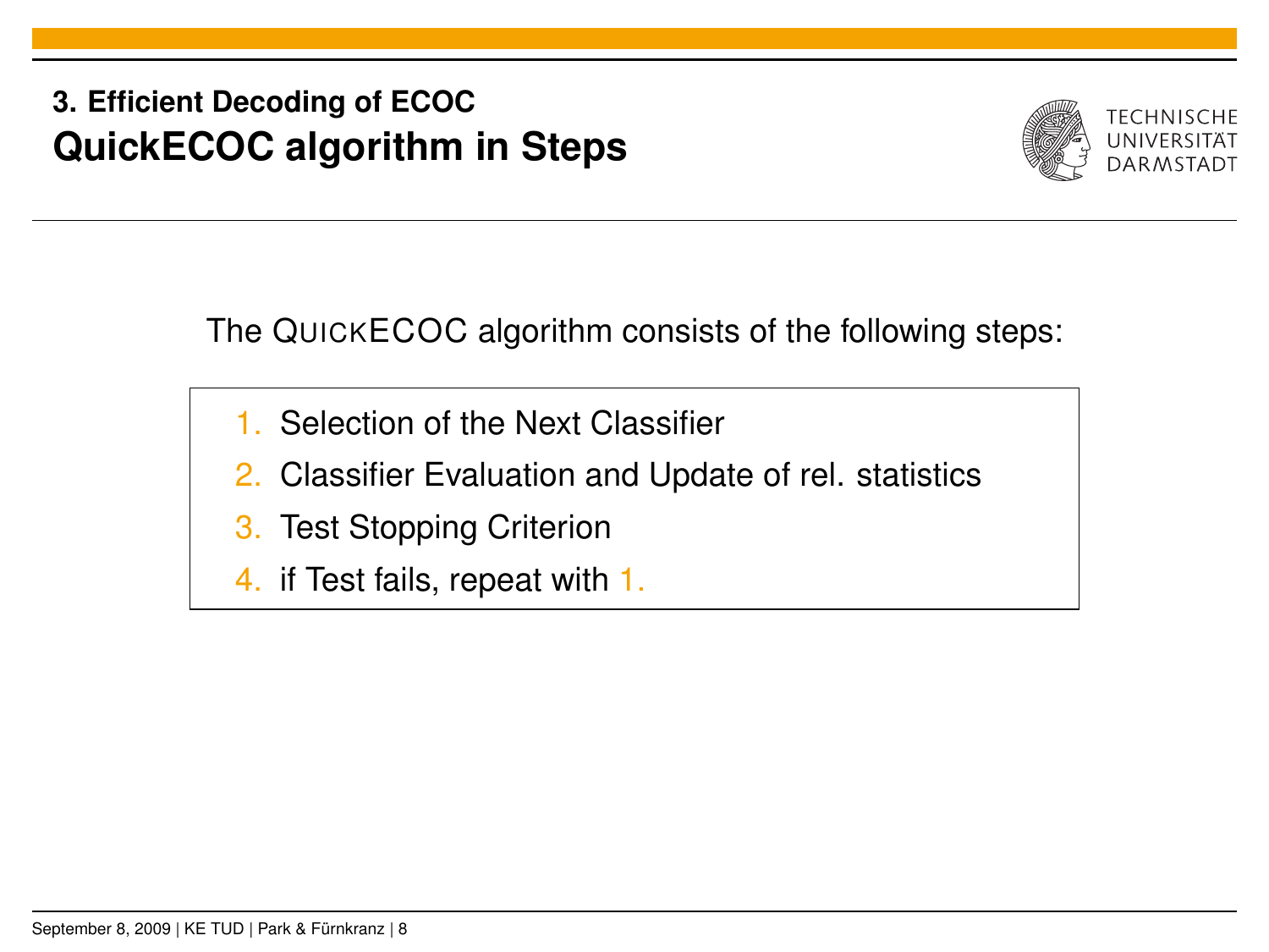### 3. Efficient Decoding of ECOC

## QuickECOC algorithm in Steps

The QUICKECOC algorithm consists of the following steps:

1. Selection of the Next Classifier
2. Classifier Evaluation and Update of rel. statistics
3. Test Stopping Criterion
4. if Test fails, repeat with 1.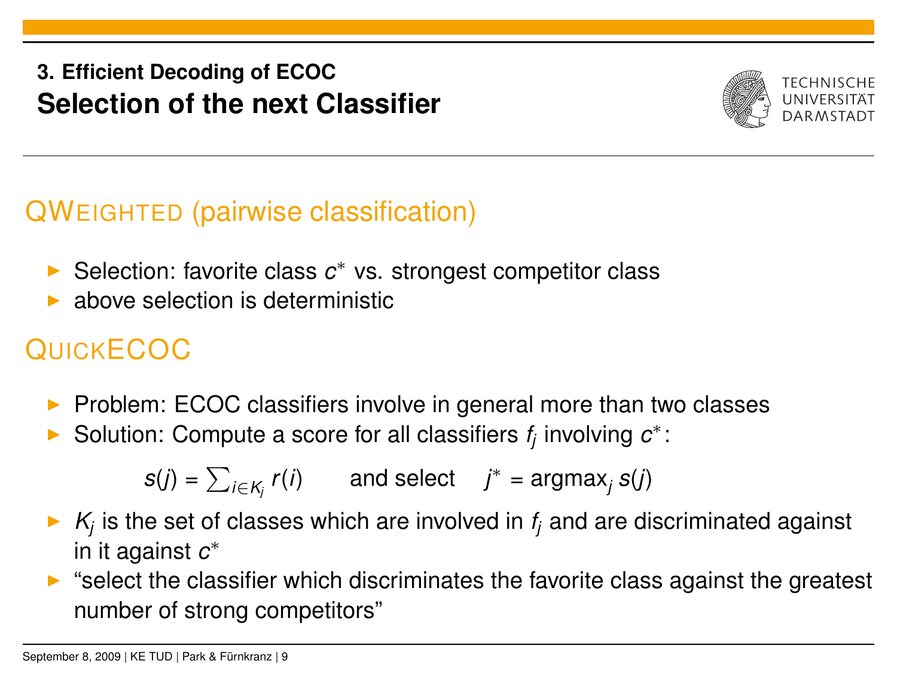### 3. Efficient Decoding of ECOC

## Selection of the next Classifier

### QWEIGHTED (pairwise classification)

- Selection: favorite class $c^*$ vs. strongest competitor class
- above selection is deterministic

### QUICKECOC

- Problem: ECOC classifiers involve in general more than two classes
- Solution: Compute a score for all classifiers $f_j$ involving $c^*$:

$$s(j) = \sum_{i \in K_j} r(i) \qquad \text{and select} \qquad j^* = \text{argmax}_j \, s(j)$$

- $K_j$ is the set of classes which are involved in $f_j$ and are discriminated against in it against $c^*$
- "select the classifier which discriminates the favorite class against the greatest number of strong competitors"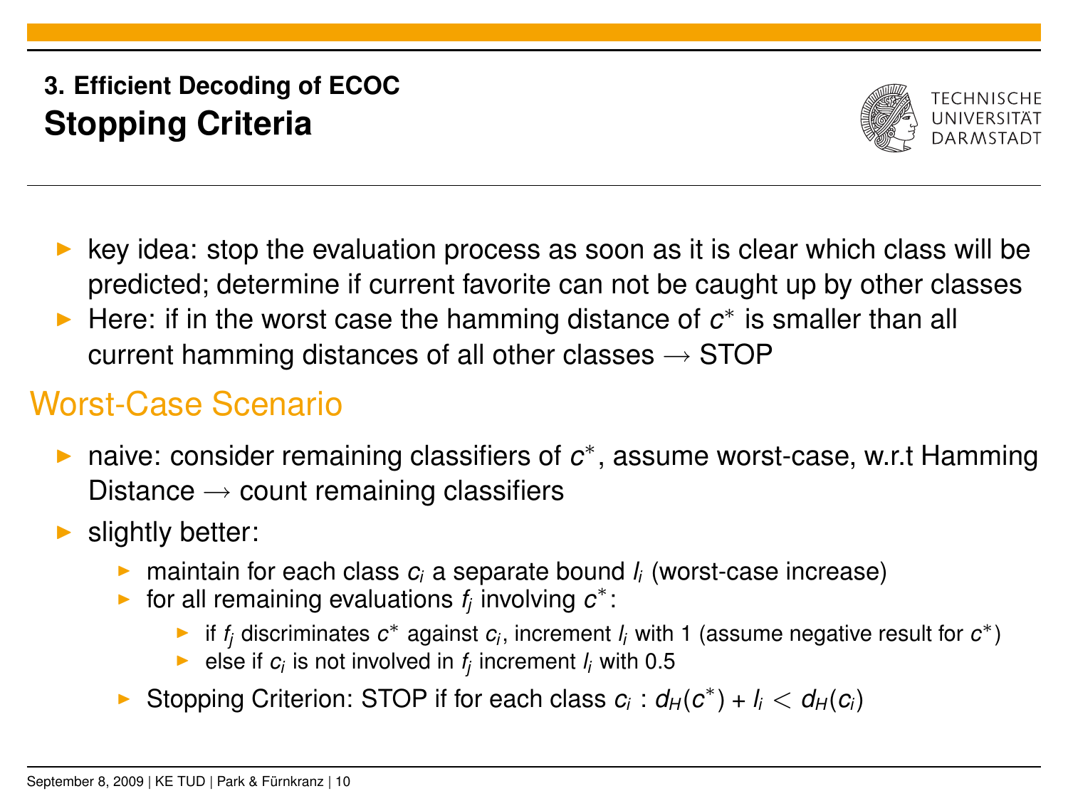## 3. Efficient Decoding of ECOC

# Stopping Criteria

- key idea: stop the evaluation process as soon as it is clear which class will be predicted; determine if current favorite can not be caught up by other classes
- Here: if in the worst case the hamming distance of $c^*$ is smaller than all current hamming distances of all other classes $\rightarrow$ STOP

## Worst-Case Scenario

- naive: consider remaining classifiers of $c^*$, assume worst-case, w.r.t Hamming Distance $\rightarrow$ count remaining classifiers
- slightly better:
  - maintain for each class $c_i$ a separate bound $l_i$ (worst-case increase)
  - for all remaining evaluations $f_j$ involving $c^*$:
    - if $f_j$ discriminates $c^*$ against $c_i$, increment $l_i$ with 1 (assume negative result for $c^*$)
    - else if $c_i$ is not involved in $f_j$ increment $l_i$ with 0.5
  - Stopping Criterion: STOP if for each class $c_i$ : $d_H(c^*) + l_i < d_H(c_i)$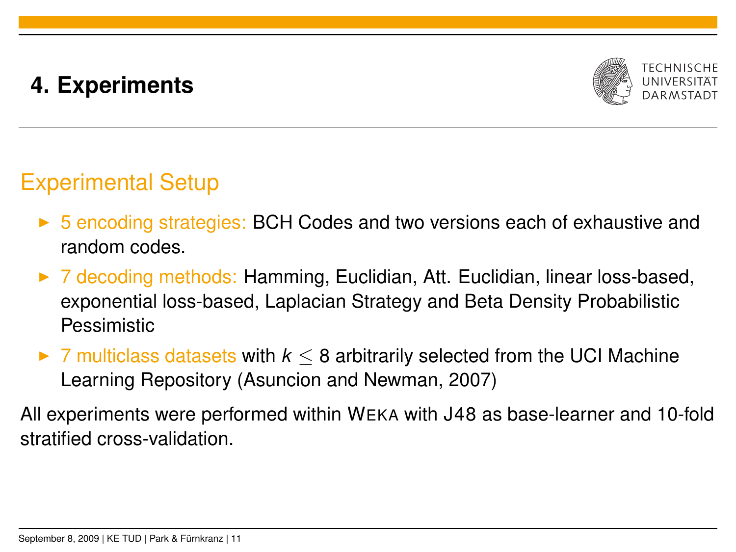# 4. Experiments

## Experimental Setup

- 5 encoding strategies: BCH Codes and two versions each of exhaustive and random codes.
- 7 decoding methods: Hamming, Euclidian, Att. Euclidian, linear loss-based, exponential loss-based, Laplacian Strategy and Beta Density Probabilistic Pessimistic
- 7 multiclass datasets with $k \leq 8$ arbitrarily selected from the UCI Machine Learning Repository (Asuncion and Newman, 2007)

All experiments were performed within WEKA with J48 as base-learner and 10-fold stratified cross-validation.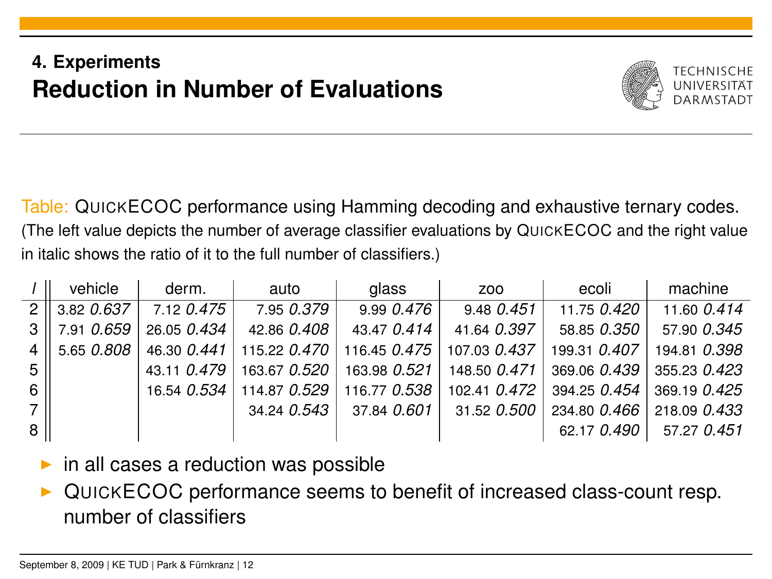## 4. Experiments

# Reduction in Number of Evaluations

Table: QuickECOC performance using Hamming decoding and exhaustive ternary codes. (The left value depicts the number of average classifier evaluations by QuickECOC and the right value in italic shows the ratio of it to the full number of classifiers.)

| $l$ | vehicle | derm. | auto | glass | zoo | ecoli | machine |
|---|---|---|---|---|---|---|---|
| 2 | 3.82 *0.637* | 7.12 *0.475* | 7.95 *0.379* | 9.99 *0.476* | 9.48 *0.451* | 11.75 *0.420* | 11.60 *0.414* |
| 3 | 7.91 *0.659* | 26.05 *0.434* | 42.86 *0.408* | 43.47 *0.414* | 41.64 *0.397* | 58.85 *0.350* | 57.90 *0.345* |
| 4 | 5.65 *0.808* | 46.30 *0.441* | 115.22 *0.470* | 116.45 *0.475* | 107.03 *0.437* | 199.31 *0.407* | 194.81 *0.398* |
| 5 | | 43.11 *0.479* | 163.67 *0.520* | 163.98 *0.521* | 148.50 *0.471* | 369.06 *0.439* | 355.23 *0.423* |
| 6 | | 16.54 *0.534* | 114.87 *0.529* | 116.77 *0.538* | 102.41 *0.472* | 394.25 *0.454* | 369.19 *0.425* |
| 7 | | | 34.24 *0.543* | 37.84 *0.601* | 31.52 *0.500* | 234.80 *0.466* | 218.09 *0.433* |
| 8 | | | | | | 62.17 *0.490* | 57.27 *0.451* |

- in all cases a reduction was possible
- QuickECOC performance seems to benefit of increased class-count resp. number of classifiers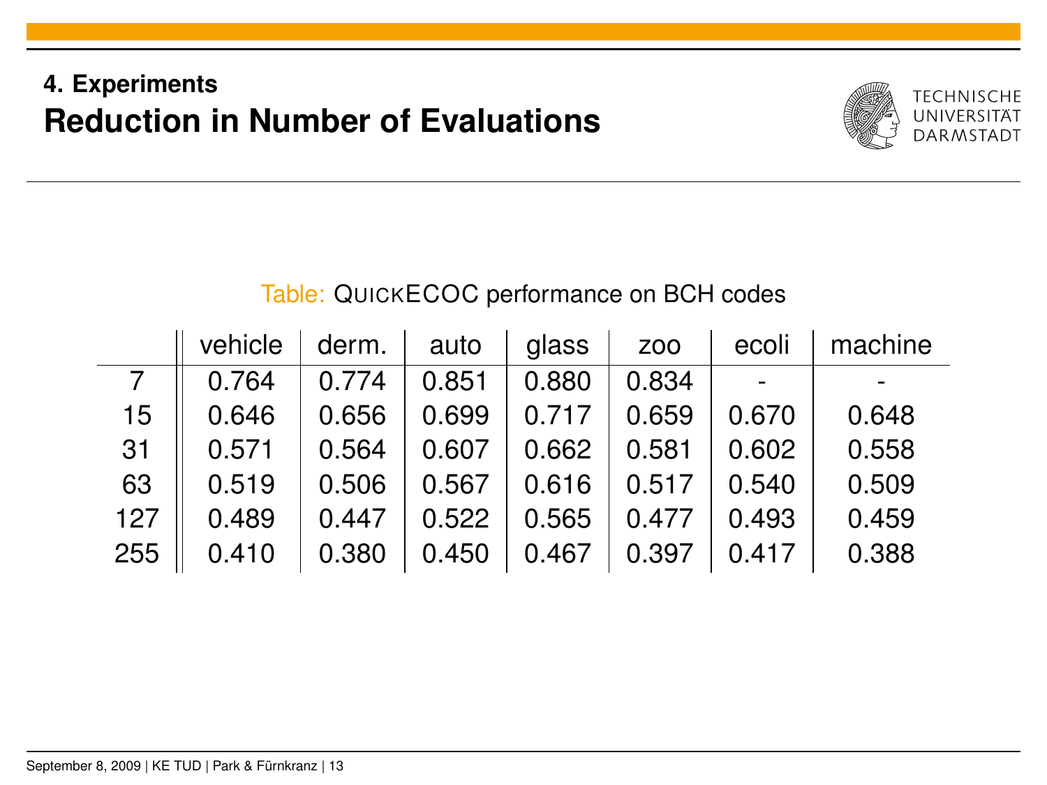## 4. Experiments

# Reduction in Number of Evaluations

Table: QUICKECOC performance on BCH codes

| | vehicle | derm. | auto | glass | zoo | ecoli | machine |
|---|---|---|---|---|---|---|---|
| 7 | 0.764 | 0.774 | 0.851 | 0.880 | 0.834 | - | - |
| 15 | 0.646 | 0.656 | 0.699 | 0.717 | 0.659 | 0.670 | 0.648 |
| 31 | 0.571 | 0.564 | 0.607 | 0.662 | 0.581 | 0.602 | 0.558 |
| 63 | 0.519 | 0.506 | 0.567 | 0.616 | 0.517 | 0.540 | 0.509 |
| 127 | 0.489 | 0.447 | 0.522 | 0.565 | 0.477 | 0.493 | 0.459 |
| 255 | 0.410 | 0.380 | 0.450 | 0.467 | 0.397 | 0.417 | 0.388 |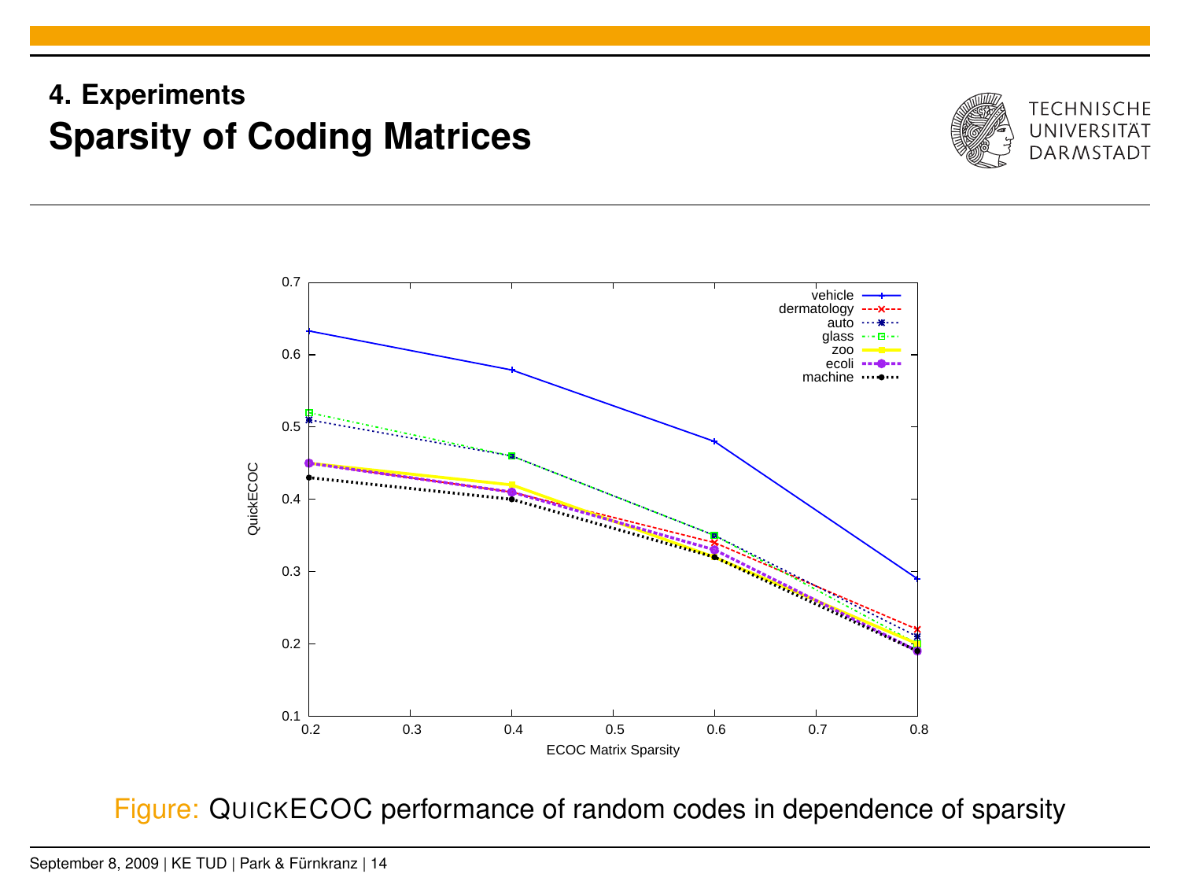## 4. Experiments

# Sparsity of Coding Matrices

Figure: QUICKECOC performance of random codes in dependence of sparsity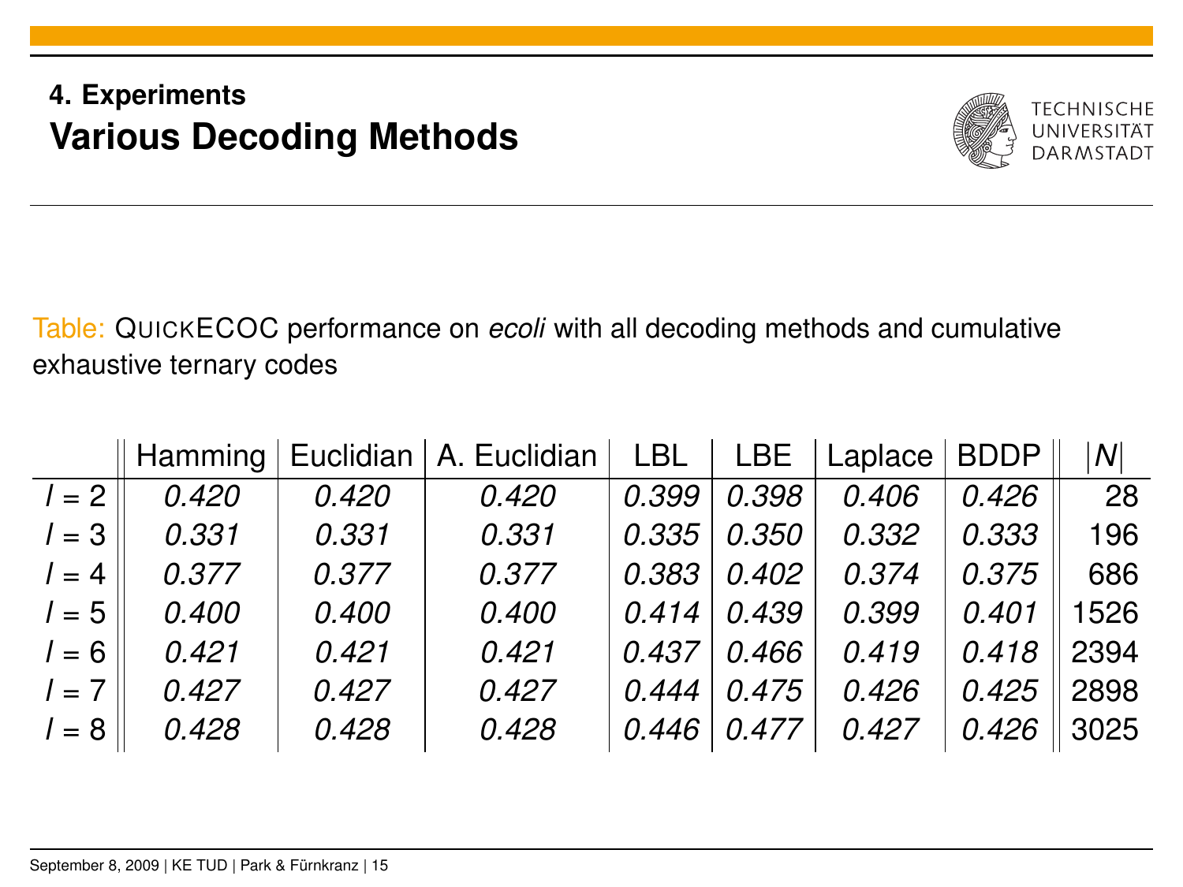## 4. Experiments

# Various Decoding Methods

Table: QUICKECOC performance on *ecoli* with all decoding methods and cumulative exhaustive ternary codes

| | Hamming | Euclidian | A. Euclidian | LBL | LBE | Laplace | BDDP | $\|N\|$ |
|---|---|---|---|---|---|---|---|---|
| $l = 2$ | *0.420* | *0.420* | *0.420* | *0.399* | *0.398* | *0.406* | *0.426* | 28 |
| $l = 3$ | *0.331* | *0.331* | *0.331* | *0.335* | *0.350* | *0.332* | *0.333* | 196 |
| $l = 4$ | *0.377* | *0.377* | *0.377* | *0.383* | *0.402* | *0.374* | *0.375* | 686 |
| $l = 5$ | *0.400* | *0.400* | *0.400* | *0.414* | *0.439* | *0.399* | *0.401* | 1526 |
| $l = 6$ | *0.421* | *0.421* | *0.421* | *0.437* | *0.466* | *0.419* | *0.418* | 2394 |
| $l = 7$ | *0.427* | *0.427* | *0.427* | *0.444* | *0.475* | *0.426* | *0.425* | 2898 |
| $l = 8$ | *0.428* | *0.428* | *0.428* | *0.446* | *0.477* | *0.427* | *0.426* | 3025 |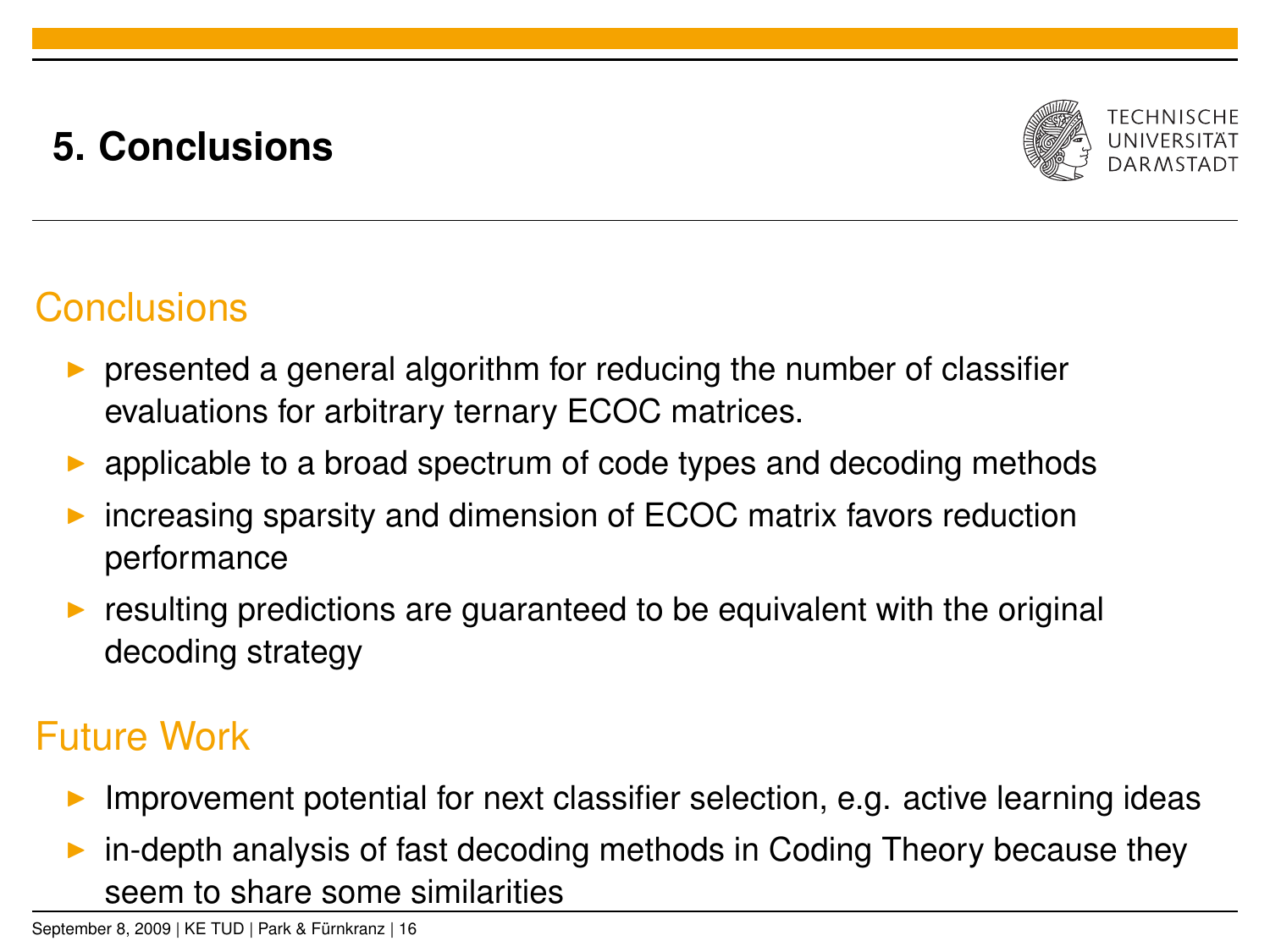# 5. Conclusions

## Conclusions

- presented a general algorithm for reducing the number of classifier evaluations for arbitrary ternary ECOC matrices.
- applicable to a broad spectrum of code types and decoding methods
- increasing sparsity and dimension of ECOC matrix favors reduction performance
- resulting predictions are guaranteed to be equivalent with the original decoding strategy

## Future Work

- Improvement potential for next classifier selection, e.g. active learning ideas
- in-depth analysis of fast decoding methods in Coding Theory because they seem to share some similarities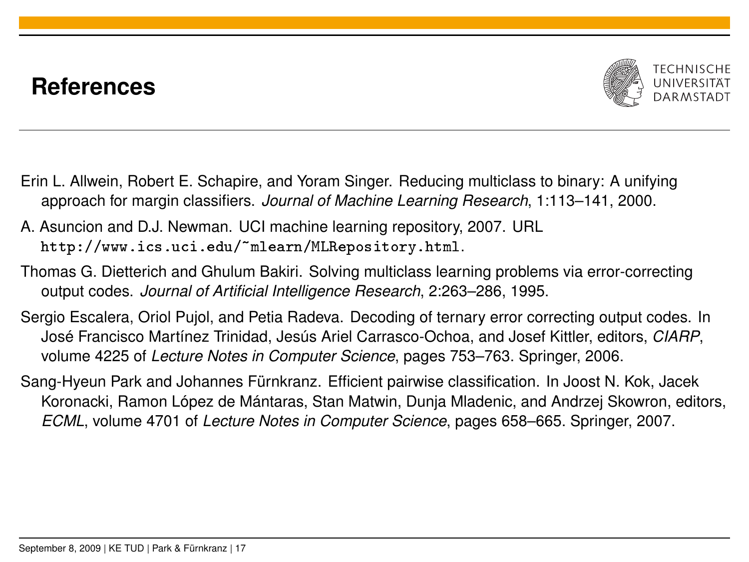# References

Erin L. Allwein, Robert E. Schapire, and Yoram Singer. Reducing multiclass to binary: A unifying approach for margin classifiers. *Journal of Machine Learning Research*, 1:113–141, 2000.

A. Asuncion and D.J. Newman. UCI machine learning repository, 2007. URL `http://www.ics.uci.edu/~mlearn/MLRepository.html`.

Thomas G. Dietterich and Ghulum Bakiri. Solving multiclass learning problems via error-correcting output codes. *Journal of Artificial Intelligence Research*, 2:263–286, 1995.

Sergio Escalera, Oriol Pujol, and Petia Radeva. Decoding of ternary error correcting output codes. In José Francisco Martínez Trinidad, Jesús Ariel Carrasco-Ochoa, and Josef Kittler, editors, *CIARP*, volume 4225 of *Lecture Notes in Computer Science*, pages 753–763. Springer, 2006.

Sang-Hyeun Park and Johannes Fürnkranz. Efficient pairwise classification. In Joost N. Kok, Jacek Koronacki, Ramon López de Mántaras, Stan Matwin, Dunja Mladenic, and Andrzej Skowron, editors, *ECML*, volume 4701 of *Lecture Notes in Computer Science*, pages 658–665. Springer, 2007.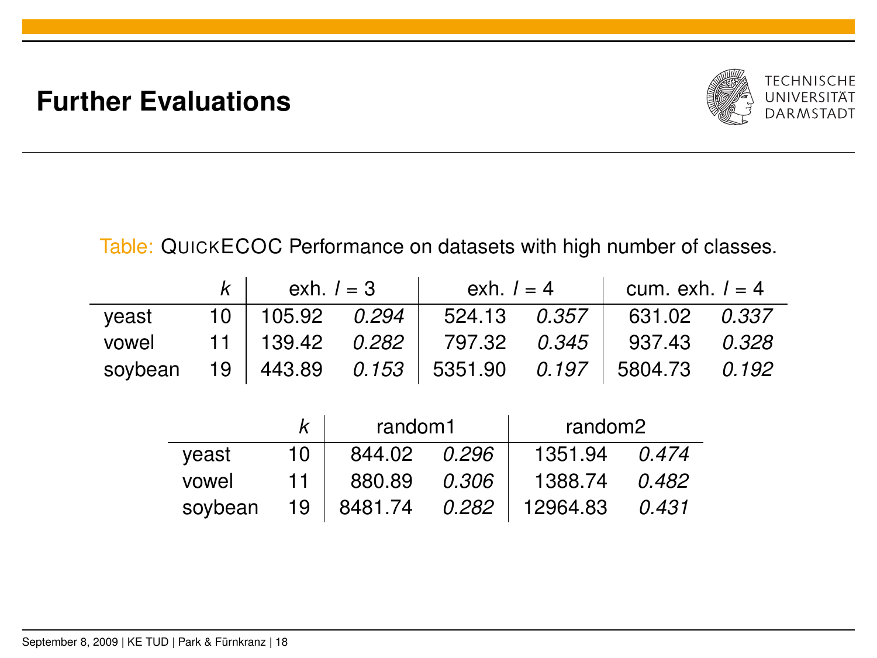# Further Evaluations

Table: QUICKECOC Performance on datasets with high number of classes.

| | $k$ | exh. $l = 3$ | | exh. $l = 4$ | | cum. exh. $l = 4$ | |
|---|---|---|---|---|---|---|---|
| yeast | 10 | 105.92 | *0.294* | 524.13 | *0.357* | 631.02 | *0.337* |
| vowel | 11 | 139.42 | *0.282* | 797.32 | *0.345* | 937.43 | *0.328* |
| soybean | 19 | 443.89 | *0.153* | 5351.90 | *0.197* | 5804.73 | *0.192* |

| | $k$ | random1 | | random2 | |
|---|---|---|---|---|---|
| yeast | 10 | 844.02 | *0.296* | 1351.94 | *0.474* |
| vowel | 11 | 880.89 | *0.306* | 1388.74 | *0.482* |
| soybean | 19 | 8481.74 | *0.282* | 12964.83 | *0.431* |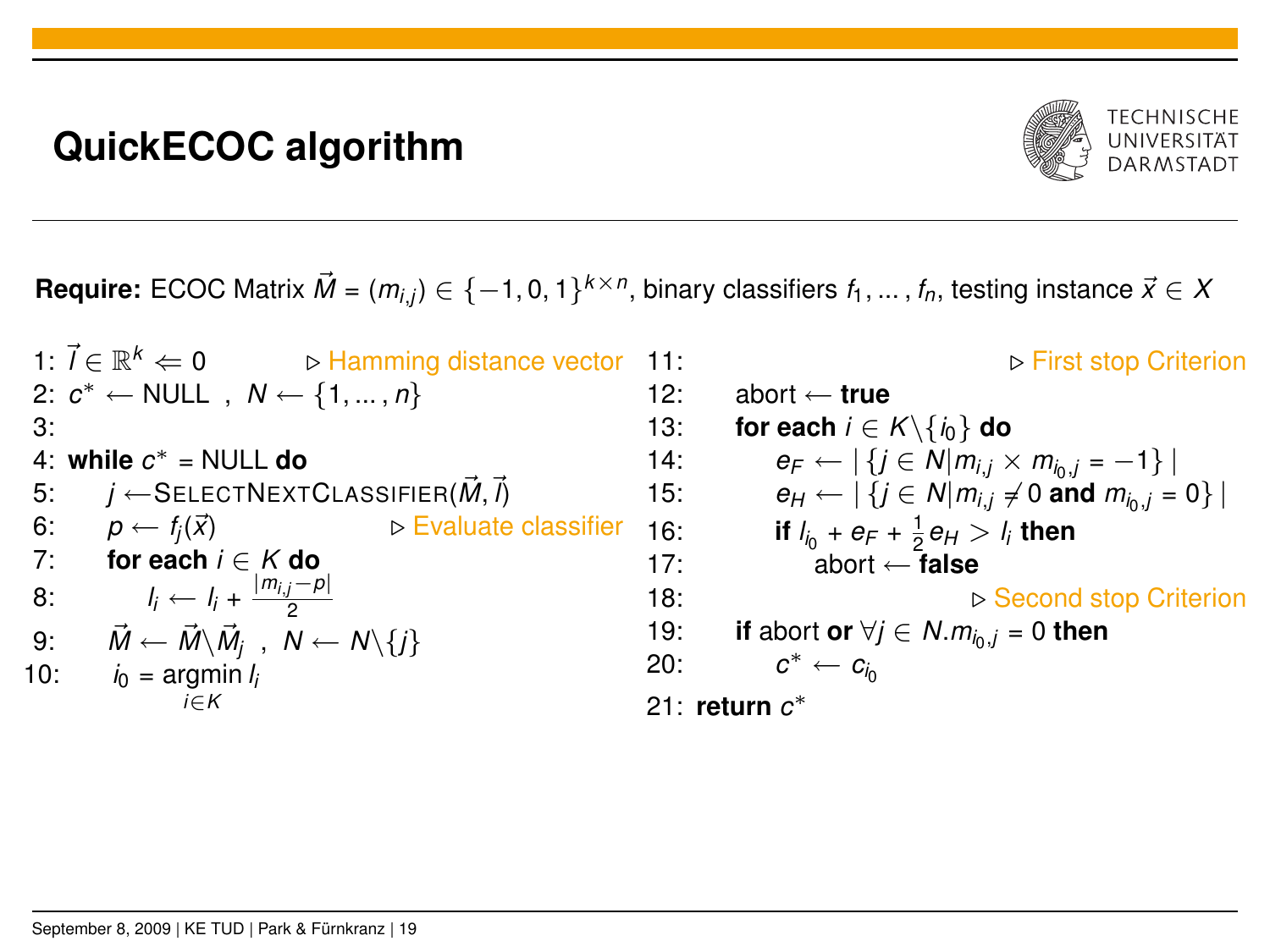# QuickECOC algorithm

**Require:** ECOC Matrix $\vec{M} = (m_{i,j}) \in \{-1, 0, 1\}^{k \times n}$, binary classifiers $f_1, \ldots, f_n$, testing instance $\vec{x} \in X$

```
1:  l ∈ ℝ^k ⇐ 0                                   ▷ Hamming distance vector
2:  c* ← NULL , N ← {1, ..., n}
3:
4:  while c* = NULL do
5:      j ← SelectNextClassifier(M, l)
6:      p ← f_j(x)                                ▷ Evaluate classifier
7:      for each i ∈ K do
8:          l_i ← l_i + |m_{i,j} − p| / 2
9:      M ← M \ M_j , N ← N \ {j}
10:     i_0 = argmin_{i∈K} l_i
11:                                               ▷ First stop Criterion
12:     abort ← true
13:     for each i ∈ K \ {i_0} do
14:         e_F ← |{j ∈ N | m_{i,j} × m_{i_0,j} = −1}|
15:         e_H ← |{j ∈ N | m_{i,j} ≠ 0 and m_{i_0,j} = 0}|
16:         if l_{i_0} + e_F + (1/2) e_H > l_i then
17:             abort ← false
18:                                               ▷ Second stop Criterion
19:     if abort or ∀j ∈ N. m_{i_0,j} = 0 then
20:         c* ← c_{i_0}
21: return c*
```